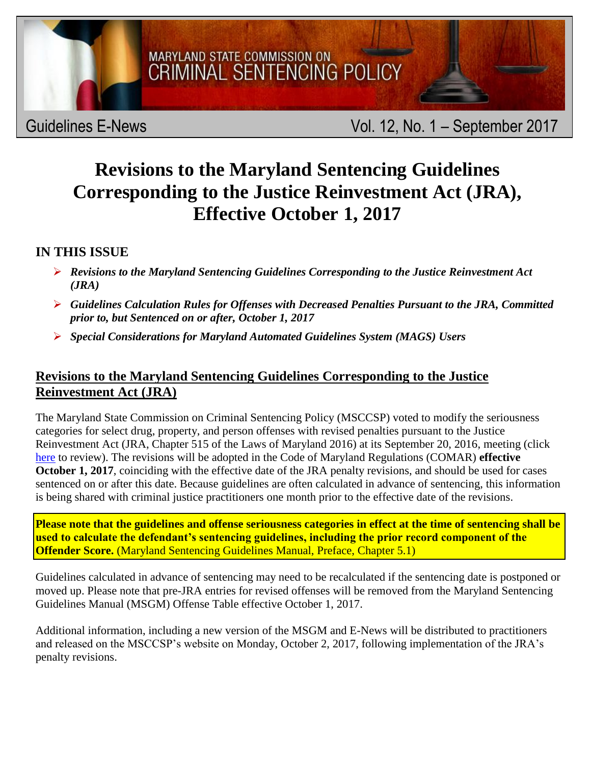MARYLAND STATE COMMISSION ON CRIMINAL SENTENCING POLICY

Guidelines E-News — Vol. 12, No. 1 – September 2017

# Revisions to the Maryland Sentencing Guidelines Corresponding to the Justice Reinvestment Act (JRA), Effective October 1, 2017

## IN THIS ISSUE

- ***Revisions to the Maryland Sentencing Guidelines Corresponding to the Justice Reinvestment Act (JRA)***
- ***Guidelines Calculation Rules for Offenses with Decreased Penalties Pursuant to the JRA, Committed prior to, but Sentenced on or after, October 1, 2017***
- ***Special Considerations for Maryland Automated Guidelines System (MAGS) Users***

## Revisions to the Maryland Sentencing Guidelines Corresponding to the Justice Reinvestment Act (JRA)

The Maryland State Commission on Criminal Sentencing Policy (MSCCSP) voted to modify the seriousness categories for select drug, property, and person offenses with revised penalties pursuant to the Justice Reinvestment Act (JRA, Chapter 515 of the Laws of Maryland 2016) at its September 20, 2016, meeting (click here to review). The revisions will be adopted in the Code of Maryland Regulations (COMAR) **effective October 1, 2017**, coinciding with the effective date of the JRA penalty revisions, and should be used for cases sentenced on or after this date. Because guidelines are often calculated in advance of sentencing, this information is being shared with criminal justice practitioners one month prior to the effective date of the revisions.

**Please note that the guidelines and offense seriousness categories in effect at the time of sentencing shall be used to calculate the defendant's sentencing guidelines, including the prior record component of the Offender Score.** (Maryland Sentencing Guidelines Manual, Preface, Chapter 5.1)

Guidelines calculated in advance of sentencing may need to be recalculated if the sentencing date is postponed or moved up. Please note that pre-JRA entries for revised offenses will be removed from the Maryland Sentencing Guidelines Manual (MSGM) Offense Table effective October 1, 2017.

Additional information, including a new version of the MSGM and E-News will be distributed to practitioners and released on the MSCCSP's website on Monday, October 2, 2017, following implementation of the JRA's penalty revisions.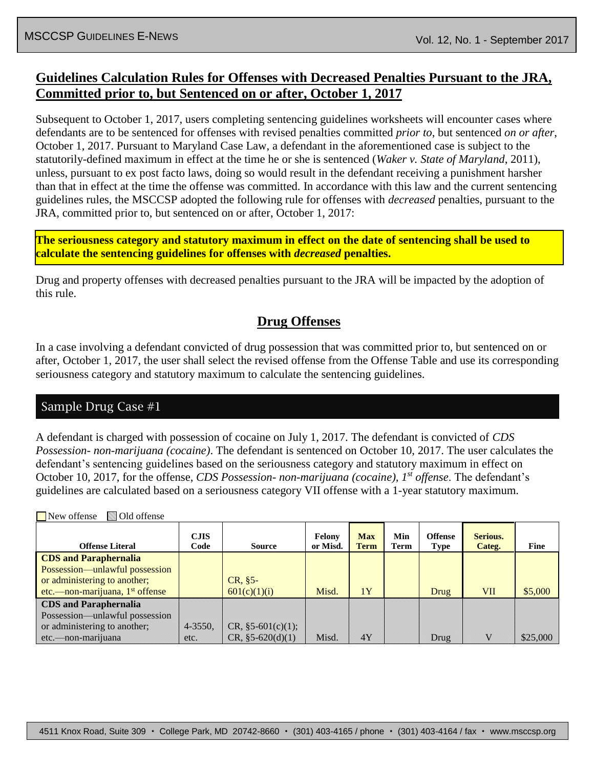## Guidelines Calculation Rules for Offenses with Decreased Penalties Pursuant to the JRA, Committed prior to, but Sentenced on or after, October 1, 2017

Subsequent to October 1, 2017, users completing sentencing guidelines worksheets will encounter cases where defendants are to be sentenced for offenses with revised penalties committed *prior to*, but sentenced *on or after*, October 1, 2017. Pursuant to Maryland Case Law, a defendant in the aforementioned case is subject to the statutorily-defined maximum in effect at the time he or she is sentenced (*Waker v. State of Maryland*, 2011), unless, pursuant to ex post facto laws, doing so would result in the defendant receiving a punishment harsher than that in effect at the time the offense was committed. In accordance with this law and the current sentencing guidelines rules, the MSCCSP adopted the following rule for offenses with *decreased* penalties, pursuant to the JRA, committed prior to, but sentenced on or after, October 1, 2017:

**The seriousness category and statutory maximum in effect on the date of sentencing shall be used to calculate the sentencing guidelines for offenses with *decreased* penalties.**

Drug and property offenses with decreased penalties pursuant to the JRA will be impacted by the adoption of this rule.

## Drug Offenses

In a case involving a defendant convicted of drug possession that was committed prior to, but sentenced on or after, October 1, 2017, the user shall select the revised offense from the Offense Table and use its corresponding seriousness category and statutory maximum to calculate the sentencing guidelines.

### Sample Drug Case #1

A defendant is charged with possession of cocaine on July 1, 2017. The defendant is convicted of *CDS Possession- non-marijuana (cocaine)*. The defendant is sentenced on October 10, 2017. The user calculates the defendant's sentencing guidelines based on the seriousness category and statutory maximum in effect on October 10, 2017, for the offense, *CDS Possession- non-marijuana (cocaine), 1st offense*. The defendant's guidelines are calculated based on a seriousness category VII offense with a 1-year statutory maximum.

New offense / Old offense

| Offense Literal | CJIS Code | Source | Felony or Misd. | Max Term | Min Term | Offense Type | Serious. Categ. | Fine |
|---|---|---|---|---|---|---|---|---|
| **CDS and Paraphernalia** Possession—unlawful possession or administering to another; etc.—non-marijuana, 1st offense (New offense) | | CR, §5-601(c)(1)(i) | Misd. | 1Y | | Drug | VII | $5,000 |
| **CDS and Paraphernalia** Possession—unlawful possession or administering to another; etc.—non-marijuana (Old offense) | 4-3550, etc. | CR, §5-601(c)(1); CR, §5-620(d)(1) | Misd. | 4Y | | Drug | V | $25,000 |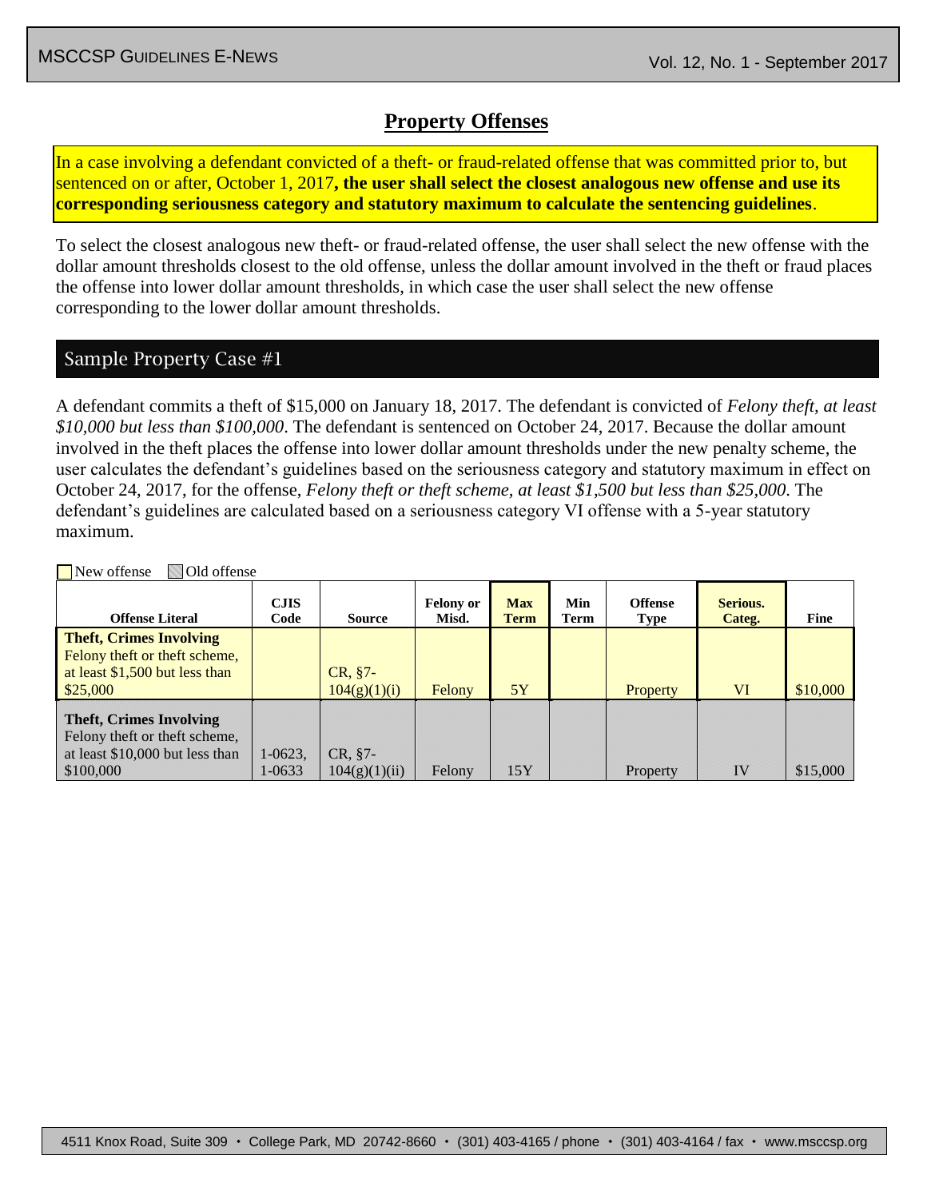## Property Offenses

In a case involving a defendant convicted of a theft- or fraud-related offense that was committed prior to, but sentenced on or after, October 1, 2017**, the user shall select the closest analogous new offense and use its corresponding seriousness category and statutory maximum to calculate the sentencing guidelines**.

To select the closest analogous new theft- or fraud-related offense, the user shall select the new offense with the dollar amount thresholds closest to the old offense, unless the dollar amount involved in the theft or fraud places the offense into lower dollar amount thresholds, in which case the user shall select the new offense corresponding to the lower dollar amount thresholds.

### Sample Property Case #1

A defendant commits a theft of $15,000 on January 18, 2017. The defendant is convicted of *Felony theft, at least $10,000 but less than $100,000*. The defendant is sentenced on October 24, 2017. Because the dollar amount involved in the theft places the offense into lower dollar amount thresholds under the new penalty scheme, the user calculates the defendant's guidelines based on the seriousness category and statutory maximum in effect on October 24, 2017, for the offense, *Felony theft or theft scheme, at least $1,500 but less than $25,000*. The defendant's guidelines are calculated based on a seriousness category VI offense with a 5-year statutory maximum.

New offense / Old offense

| Offense Literal | CJIS Code | Source | Felony or Misd. | Max Term | Min Term | Offense Type | Serious. Categ. | Fine |
|---|---|---|---|---|---|---|---|---|
| **Theft, Crimes Involving** Felony theft or theft scheme, at least $1,500 but less than $25,000 (New offense) | | CR, §7-104(g)(1)(i) | Felony | 5Y | | Property | VI | $10,000 |
| **Theft, Crimes Involving** Felony theft or theft scheme, at least $10,000 but less than $100,000 (Old offense) | 1-0623, 1-0633 | CR, §7-104(g)(1)(ii) | Felony | 15Y | | Property | IV | $15,000 |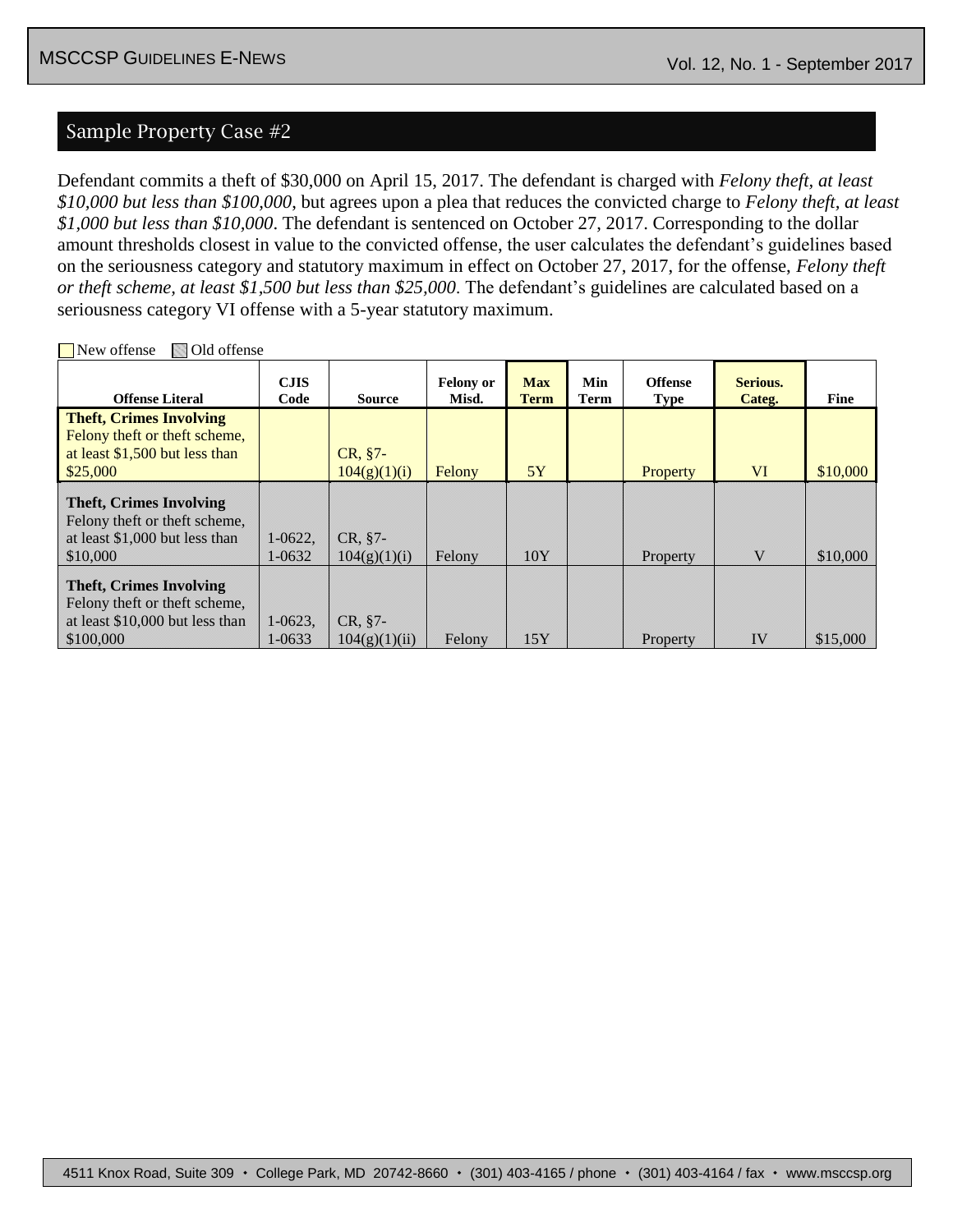## Sample Property Case #2

Defendant commits a theft of $30,000 on April 15, 2017. The defendant is charged with *Felony theft, at least $10,000 but less than $100,000*, but agrees upon a plea that reduces the convicted charge to *Felony theft, at least $1,000 but less than $10,000*. The defendant is sentenced on October 27, 2017. Corresponding to the dollar amount thresholds closest in value to the convicted offense, the user calculates the defendant's guidelines based on the seriousness category and statutory maximum in effect on October 27, 2017, for the offense, *Felony theft or theft scheme, at least $1,500 but less than $25,000*. The defendant's guidelines are calculated based on a seriousness category VI offense with a 5-year statutory maximum.

New offense / Old offense

| Offense Literal | CJIS Code | Source | Felony or Misd. | Max Term | Min Term | Offense Type | Serious. Categ. | Fine |
|---|---|---|---|---|---|---|---|---|
| **Theft, Crimes Involving** Felony theft or theft scheme, at least $1,500 but less than $25,000 (New offense) | | CR, §7-104(g)(1)(i) | Felony | 5Y | | Property | VI | $10,000 |
| **Theft, Crimes Involving** Felony theft or theft scheme, at least $1,000 but less than $10,000 (Old offense) | 1-0622, 1-0632 | CR, §7-104(g)(1)(i) | Felony | 10Y | | Property | V | $10,000 |
| **Theft, Crimes Involving** Felony theft or theft scheme, at least $10,000 but less than $100,000 (Old offense) | 1-0623, 1-0633 | CR, §7-104(g)(1)(ii) | Felony | 15Y | | Property | IV | $15,000 |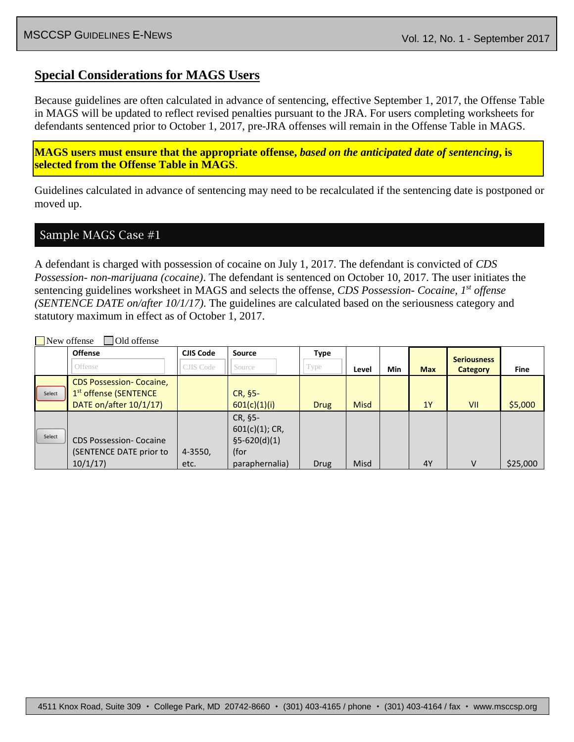## Special Considerations for MAGS Users

Because guidelines are often calculated in advance of sentencing, effective September 1, 2017, the Offense Table in MAGS will be updated to reflect revised penalties pursuant to the JRA. For users completing worksheets for defendants sentenced prior to October 1, 2017, pre-JRA offenses will remain in the Offense Table in MAGS.

**MAGS users must ensure that the appropriate offense, *based on the anticipated date of sentencing*, is selected from the Offense Table in MAGS**.

Guidelines calculated in advance of sentencing may need to be recalculated if the sentencing date is postponed or moved up.

### Sample MAGS Case #1

A defendant is charged with possession of cocaine on July 1, 2017. The defendant is convicted of *CDS Possession- non-marijuana (cocaine)*. The defendant is sentenced on October 10, 2017. The user initiates the sentencing guidelines worksheet in MAGS and selects the offense, *CDS Possession- Cocaine, 1st offense (SENTENCE DATE on/after 10/1/17)*. The guidelines are calculated based on the seriousness category and statutory maximum in effect as of October 1, 2017.

New offense | Old offense

| | Offense | CJIS Code | Source | Type | Level | Min | Max | Seriousness Category | Fine |
|---|---|---|---|---|---|---|---|---|---|
| Select | CDS Possession- Cocaine, 1st offense (SENTENCE DATE on/after 10/1/17) | | CR, §5-601(c)(1)(i) | Drug | Misd | | 1Y | VII | $5,000 |
| Select | CDS Possession- Cocaine (SENTENCE DATE prior to 10/1/17) | 4-3550, etc. | CR, §5-601(c)(1); CR, §5-620(d)(1) (for paraphernalia) | Drug | Misd | | 4Y | V | $25,000 |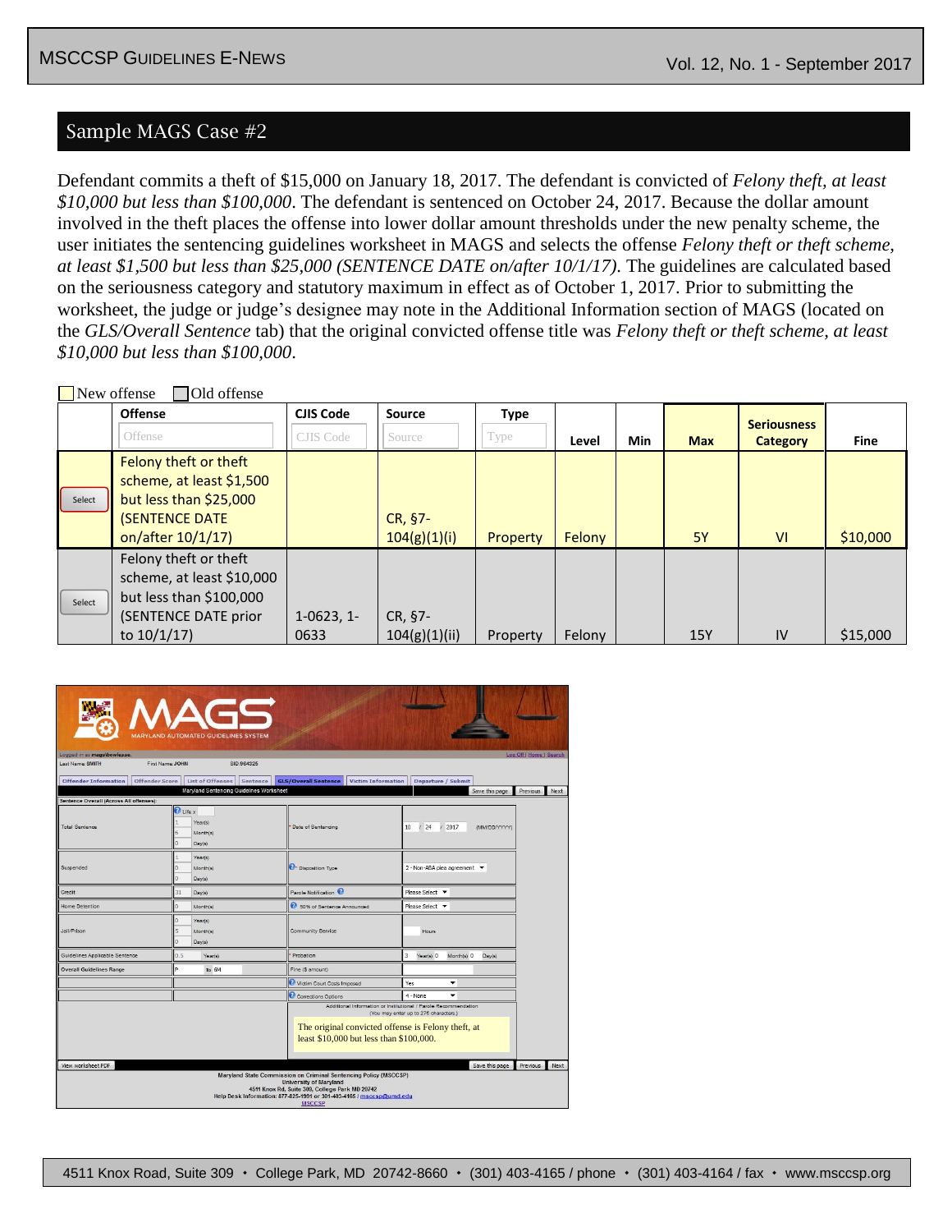## Sample MAGS Case #2

Defendant commits a theft of $15,000 on January 18, 2017. The defendant is convicted of *Felony theft, at least $10,000 but less than $100,000*. The defendant is sentenced on October 24, 2017. Because the dollar amount involved in the theft places the offense into lower dollar amount thresholds under the new penalty scheme, the user initiates the sentencing guidelines worksheet in MAGS and selects the offense *Felony theft or theft scheme, at least $1,500 but less than $25,000 (SENTENCE DATE on/after 10/1/17)*. The guidelines are calculated based on the seriousness category and statutory maximum in effect as of October 1, 2017. Prior to submitting the worksheet, the judge or judge's designee may note in the Additional Information section of MAGS (located on the *GLS/Overall Sentence* tab) that the original convicted offense title was *Felony theft or theft scheme, at least $10,000 but less than $100,000*.

New offense ☐ Old offense

| | Offense | CJIS Code | Source | Type | Level | Min | Max | Seriousness Category | Fine |
|---|---|---|---|---|---|---|---|---|---|
| Select | Felony theft or theft scheme, at least $1,500 but less than $25,000 (SENTENCE DATE on/after 10/1/17) | | CR, §7-104(g)(1)(i) | Property | Felony | | 5Y | VI | $10,000 |
| Select | Felony theft or theft scheme, at least $10,000 but less than $100,000 (SENTENCE DATE prior to 10/1/17) | 1-0623, 1-0633 | CR, §7-104(g)(1)(ii) | Property | Felony | | 15Y | IV | $15,000 |

MAGS
MARYLAND AUTOMATED GUIDELINES SYSTEM

Logged in as: magsibowlesse. — Log Off | Home | Search

Last Name: SMITH First Name: JOHN SID: 984525

Offender Information | Offender Score | List of Offenses | Sentence | GLS/Overall Sentence | Victim Information | Departure / Submit

Maryland Sentencing Guidelines Worksheet — Save this page | Previous | Next

Sentence Overall (Across All offenses):

| | | | |
|---|---|---|---|
| Total Sentence | Life ☐ 1 Year(s) 6 Month(s) 0 Day(s) | * Date of Sentencing | 10 / 24 / 2017 (MM/DD/YYYY) |
| Suspended | 1 Year(s) 0 Month(s) 0 Day(s) | * Disposition Type | 2 - Non-ABA plea agreement |
| Credit | 31 Day(s) | Parole Notification | Please Select |
| Home Detention | 0 Month(s) | 50% of Sentence Announced | Please Select |
| Jail/Prison | 0 Year(s) 5 Month(s) 0 Day(s) | Community Service | Hours |
| Guidelines Applicable Sentence | 0.5 Year(s) | * Probation | 3 Year(s) 0 Month(s) 0 Day(s) |
| Overall Guidelines Range | P to 6M | Fine ($ amount) | |
| | | Victim Court Costs Imposed | Yes |
| | | Corrections Options | 4 - None |
| | | Additional Information or Institutional / Parole Recommendation (You may enter up to 276 characters.) | The original convicted offense is Felony theft, at least $10,000 but less than $100,000. |

View worksheet PDF — Save this page | Previous | Next

Maryland State Commission on Criminal Sentencing Policy (MSCCSP)
University of Maryland
4511 Knox Rd, Suite 309, College Park MD 20742
Help Desk Information: 877-825-1991 or 301-403-4165 / msccsp@umd.edu
MSCCSP